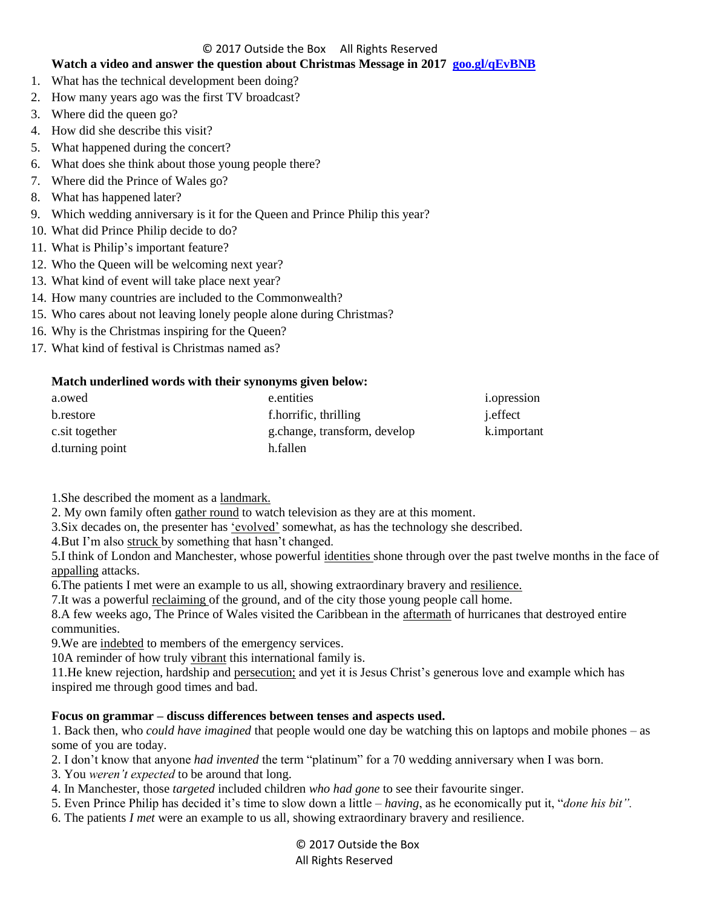**Watch a video and answer the question about Christmas Message in 2017 [goo.gl/qEvBNB](goo.gl/qEvBNB)**

1. What has the technical development been doing?
2. How many years ago was the first TV broadcast?
3. Where did the queen go?
4. How did she describe this visit?
5. What happened during the concert?
6. What does she think about those young people there?
7. Where did the Prince of Wales go?
8. What has happened later?
9. Which wedding anniversary is it for the Queen and Prince Philip this year?
10. What did Prince Philip decide to do?
11. What is Philip's important feature?
12. Who the Queen will be welcoming next year?
13. What kind of event will take place next year?
14. How many countries are included to the Commonwealth?
15. Who cares about not leaving lonely people alone during Christmas?
16. Why is the Christmas inspiring for the Queen?
17. What kind of festival is Christmas named as?

**Match underlined words with their synonyms given below:**

| | | |
|---|---|---|
| a.owed | e.entities | i.opression |
| b.restore | f.horrific, thrilling | j.effect |
| c.sit together | g.change, transform, develop | k.important |
| d.turning point | h.fallen | |

1.She described the moment as a <u>landmark.</u>
2. My own family often <u>gather round</u> to watch television as they are at this moment.
3.Six decades on, the presenter has <u>'evolved'</u> somewhat, as has the technology she described.
4.But I'm also <u>struck</u> by something that hasn't changed.
5.I think of London and Manchester, whose powerful <u>identities</u> shone through over the past twelve months in the face of <u>appalling</u> attacks.
6.The patients I met were an example to us all, showing extraordinary bravery and <u>resilience.</u>
7.It was a powerful <u>reclaiming</u> of the ground, and of the city those young people call home.
8.A few weeks ago, The Prince of Wales visited the Caribbean in the <u>aftermath</u> of hurricanes that destroyed entire communities.
9.We are <u>indebted</u> to members of the emergency services.
10A reminder of how truly <u>vibrant</u> this international family is.
11.He knew rejection, hardship and <u>persecution;</u> and yet it is Jesus Christ's generous love and example which has inspired me through good times and bad.

**Focus on grammar – discuss differences between tenses and aspects used.**

1. Back then, who *could have imagined* that people would one day be watching this on laptops and mobile phones – as some of you are today.
2. I don't know that anyone *had invented* the term "platinum" for a 70 wedding anniversary when I was born.
3. You *weren't expected* to be around that long.
4. In Manchester, those *targeted* included children *who had gone* to see their favourite singer.
5. Even Prince Philip has decided it's time to slow down a little – *having*, as he economically put it, "*done his bit".*
6. The patients *I met* were an example to us all, showing extraordinary bravery and resilience.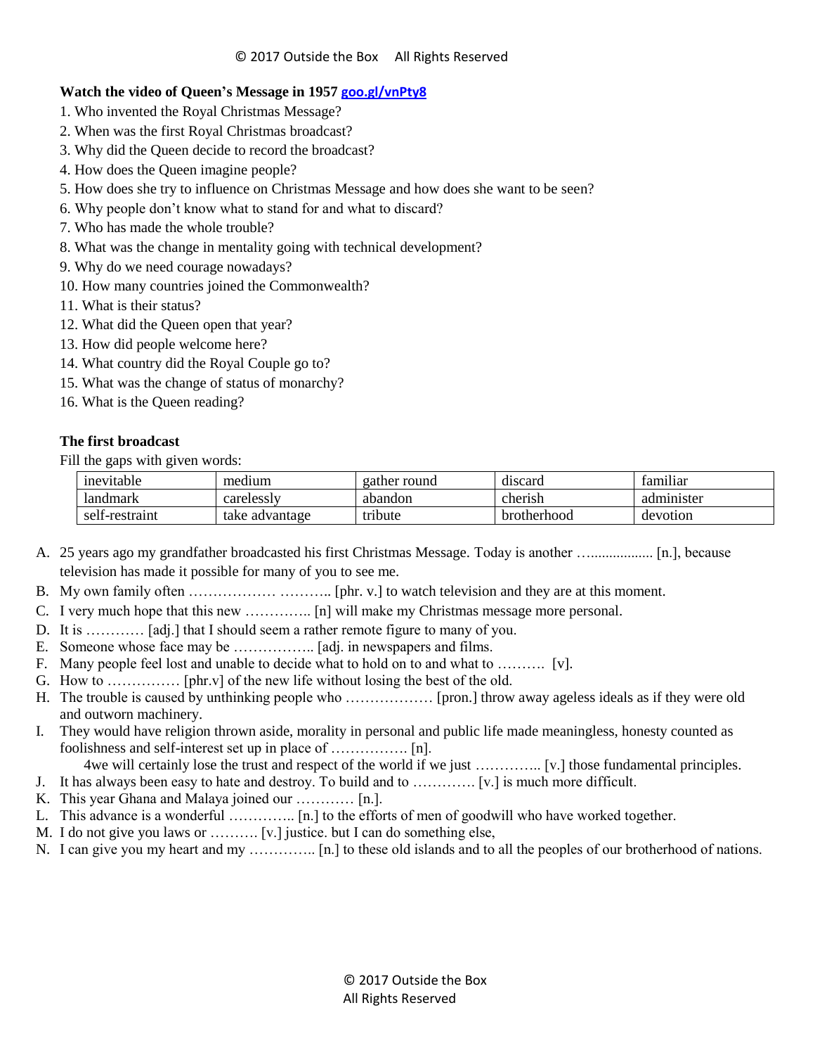**Watch the video of Queen's Message in 1957 goo.gl/vnPty8**

1. Who invented the Royal Christmas Message?
2. When was the first Royal Christmas broadcast?
3. Why did the Queen decide to record the broadcast?
4. How does the Queen imagine people?
5. How does she try to influence on Christmas Message and how does she want to be seen?
6. Why people don't know what to stand for and what to discard?
7. Who has made the whole trouble?
8. What was the change in mentality going with technical development?
9. Why do we need courage nowadays?
10. How many countries joined the Commonwealth?
11. What is their status?
12. What did the Queen open that year?
13. How did people welcome here?
14. What country did the Royal Couple go to?
15. What was the change of status of monarchy?
16. What is the Queen reading?

**The first broadcast**

Fill the gaps with given words:

| | | | | |
|---|---|---|---|---|
| inevitable | medium | gather round | discard | familiar |
| landmark | carelessly | abandon | cherish | administer |
| self-restraint | take advantage | tribute | brotherhood | devotion |

A. 25 years ago my grandfather broadcasted his first Christmas Message. Today is another ….................. [n.], because television has made it possible for many of you to see me.
B. My own family often ……………… ……….. [phr. v.] to watch television and they are at this moment.
C. I very much hope that this new ………….. [n] will make my Christmas message more personal.
D. It is ………… [adj.] that I should seem a rather remote figure to many of you.
E. Someone whose face may be …………….. [adj. in newspapers and films.
F. Many people feel lost and unable to decide what to hold on to and what to ………. [v].
G. How to …………… [phr.v] of the new life without losing the best of the old.
H. The trouble is caused by unthinking people who ……………… [pron.] throw away ageless ideals as if they were old and outworn machinery.
I. They would have religion thrown aside, morality in personal and public life made meaningless, honesty counted as foolishness and self-interest set up in place of ……………. [n].
4we will certainly lose the trust and respect of the world if we just ………….. [v.] those fundamental principles.
J. It has always been easy to hate and destroy. To build and to …………. [v.] is much more difficult.
K. This year Ghana and Malaya joined our ………… [n.].
L. This advance is a wonderful ………….. [n.] to the efforts of men of goodwill who have worked together.
M. I do not give you laws or ………. [v.] justice. but I can do something else,
N. I can give you my heart and my ………….. [n.] to these old islands and to all the peoples of our brotherhood of nations.